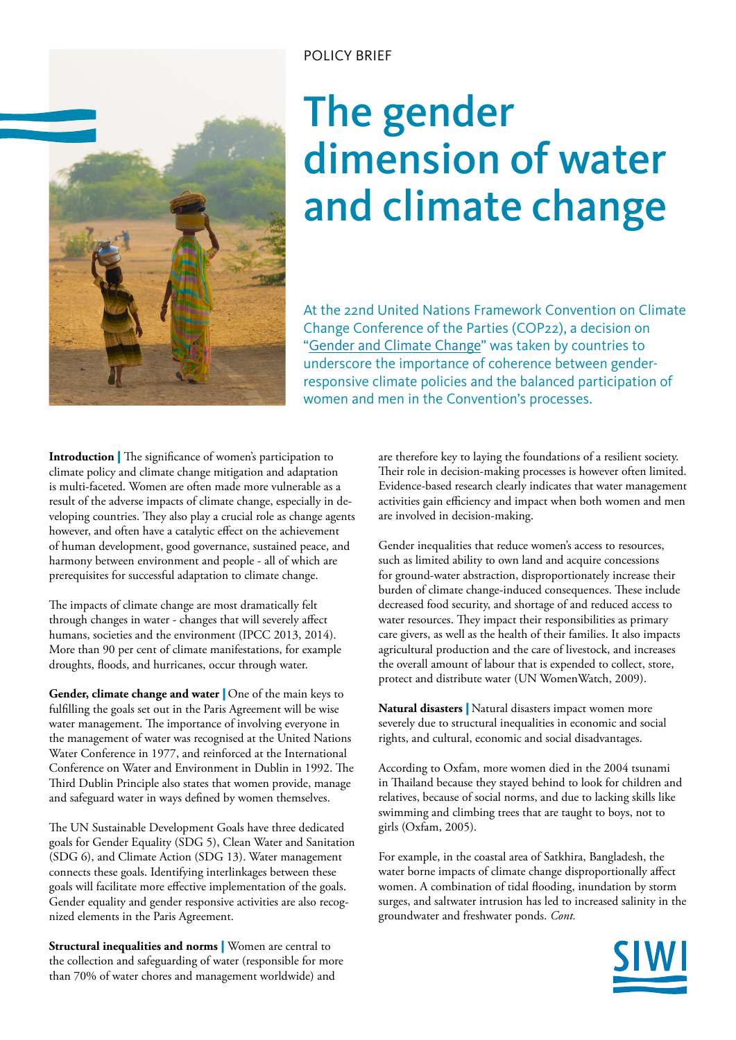POLICY BRIEF

# The gender dimension of water and climate change

At the 22nd United Nations Framework Convention on Climate Change Conference of the Parties (COP22), a decision on "Gender and Climate Change" was taken by countries to underscore the importance of coherence between gender-responsive climate policies and the balanced participation of women and men in the Convention's processes.

**Introduction |** The significance of women's participation to climate policy and climate change mitigation and adaptation is multi-faceted. Women are often made more vulnerable as a result of the adverse impacts of climate change, especially in developing countries. They also play a crucial role as change agents however, and often have a catalytic effect on the achievement of human development, good governance, sustained peace, and harmony between environment and people - all of which are prerequisites for successful adaptation to climate change.

The impacts of climate change are most dramatically felt through changes in water - changes that will severely affect humans, societies and the environment (IPCC 2013, 2014). More than 90 per cent of climate manifestations, for example droughts, floods, and hurricanes, occur through water.

**Gender, climate change and water |** One of the main keys to fulfilling the goals set out in the Paris Agreement will be wise water management. The importance of involving everyone in the management of water was recognised at the United Nations Water Conference in 1977, and reinforced at the International Conference on Water and Environment in Dublin in 1992. The Third Dublin Principle also states that women provide, manage and safeguard water in ways defined by women themselves.

The UN Sustainable Development Goals have three dedicated goals for Gender Equality (SDG 5), Clean Water and Sanitation (SDG 6), and Climate Action (SDG 13). Water management connects these goals. Identifying interlinkages between these goals will facilitate more effective implementation of the goals. Gender equality and gender responsive activities are also recognized elements in the Paris Agreement.

**Structural inequalities and norms |** Women are central to the collection and safeguarding of water (responsible for more than 70% of water chores and management worldwide) and are therefore key to laying the foundations of a resilient society. Their role in decision-making processes is however often limited. Evidence-based research clearly indicates that water management activities gain efficiency and impact when both women and men are involved in decision-making.

Gender inequalities that reduce women's access to resources, such as limited ability to own land and acquire concessions for ground-water abstraction, disproportionately increase their burden of climate change-induced consequences. These include decreased food security, and shortage of and reduced access to water resources. They impact their responsibilities as primary care givers, as well as the health of their families. It also impacts agricultural production and the care of livestock, and increases the overall amount of labour that is expended to collect, store, protect and distribute water (UN WomenWatch, 2009).

**Natural disasters |** Natural disasters impact women more severely due to structural inequalities in economic and social rights, and cultural, economic and social disadvantages.

According to Oxfam, more women died in the 2004 tsunami in Thailand because they stayed behind to look for children and relatives, because of social norms, and due to lacking skills like swimming and climbing trees that are taught to boys, not to girls (Oxfam, 2005).

For example, in the coastal area of Satkhira, Bangladesh, the water borne impacts of climate change disproportionally affect women. A combination of tidal flooding, inundation by storm surges, and saltwater intrusion has led to increased salinity in the groundwater and freshwater ponds. *Cont.*

SIWI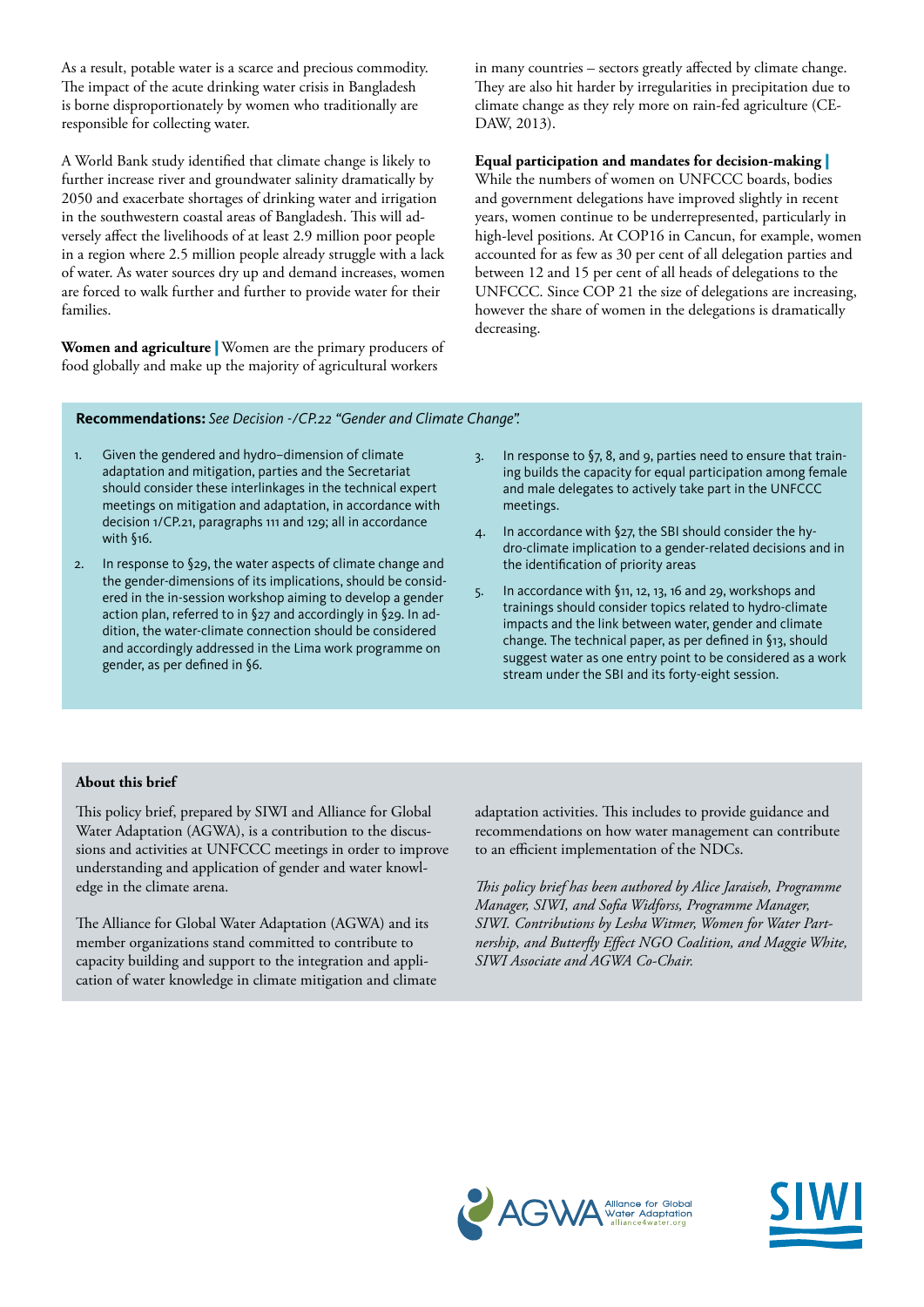As a result, potable water is a scarce and precious commodity. The impact of the acute drinking water crisis in Bangladesh is borne disproportionately by women who traditionally are responsible for collecting water.

A World Bank study identified that climate change is likely to further increase river and groundwater salinity dramatically by 2050 and exacerbate shortages of drinking water and irrigation in the southwestern coastal areas of Bangladesh. This will adversely affect the livelihoods of at least 2.9 million poor people in a region where 2.5 million people already struggle with a lack of water. As water sources dry up and demand increases, women are forced to walk further and further to provide water for their families.

**Women and agriculture |** Women are the primary producers of food globally and make up the majority of agricultural workers in many countries – sectors greatly affected by climate change. They are also hit harder by irregularities in precipitation due to climate change as they rely more on rain-fed agriculture (CEDAW, 2013).

**Equal participation and mandates for decision-making |** While the numbers of women on UNFCCC boards, bodies and government delegations have improved slightly in recent years, women continue to be underrepresented, particularly in high-level positions. At COP16 in Cancun, for example, women accounted for as few as 30 per cent of all delegation parties and between 12 and 15 per cent of all heads of delegations to the UNFCCC. Since COP 21 the size of delegations are increasing, however the share of women in the delegations is dramatically decreasing.

**Recommendations:** *See Decision -/CP.22 "Gender and Climate Change".*

1. Given the gendered and hydro–dimension of climate adaptation and mitigation, parties and the Secretariat should consider these interlinkages in the technical expert meetings on mitigation and adaptation, in accordance with decision 1/CP.21, paragraphs 111 and 129; all in accordance with §16.
2. In response to §29, the water aspects of climate change and the gender-dimensions of its implications, should be considered in the in-session workshop aiming to develop a gender action plan, referred to in §27 and accordingly in §29. In addition, the water-climate connection should be considered and accordingly addressed in the Lima work programme on gender, as per defined in §6.
3. In response to §7, 8, and 9, parties need to ensure that training builds the capacity for equal participation among female and male delegates to actively take part in the UNFCCC meetings.
4. In accordance with §27, the SBI should consider the hydro-climate implication to a gender-related decisions and in the identification of priority areas
5. In accordance with §11, 12, 13, 16 and 29, workshops and trainings should consider topics related to hydro-climate impacts and the link between water, gender and climate change. The technical paper, as per defined in §13, should suggest water as one entry point to be considered as a work stream under the SBI and its forty-eight session.

**About this brief**

This policy brief, prepared by SIWI and Alliance for Global Water Adaptation (AGWA), is a contribution to the discussions and activities at UNFCCC meetings in order to improve understanding and application of gender and water knowledge in the climate arena.

The Alliance for Global Water Adaptation (AGWA) and its member organizations stand committed to contribute to capacity building and support to the integration and application of water knowledge in climate mitigation and climate adaptation activities. This includes to provide guidance and recommendations on how water management can contribute to an efficient implementation of the NDCs.

*This policy brief has been authored by Alice Jaraiseh, Programme Manager, SIWI, and Sofia Widforss, Programme Manager, SIWI. Contributions by Lesha Witmer, Women for Water Partnership, and Butterfly Effect NGO Coalition, and Maggie White, SIWI Associate and AGWA Co-Chair.*

AGWA Alliance for Global Water Adaptation alliance4water.org

SIWI